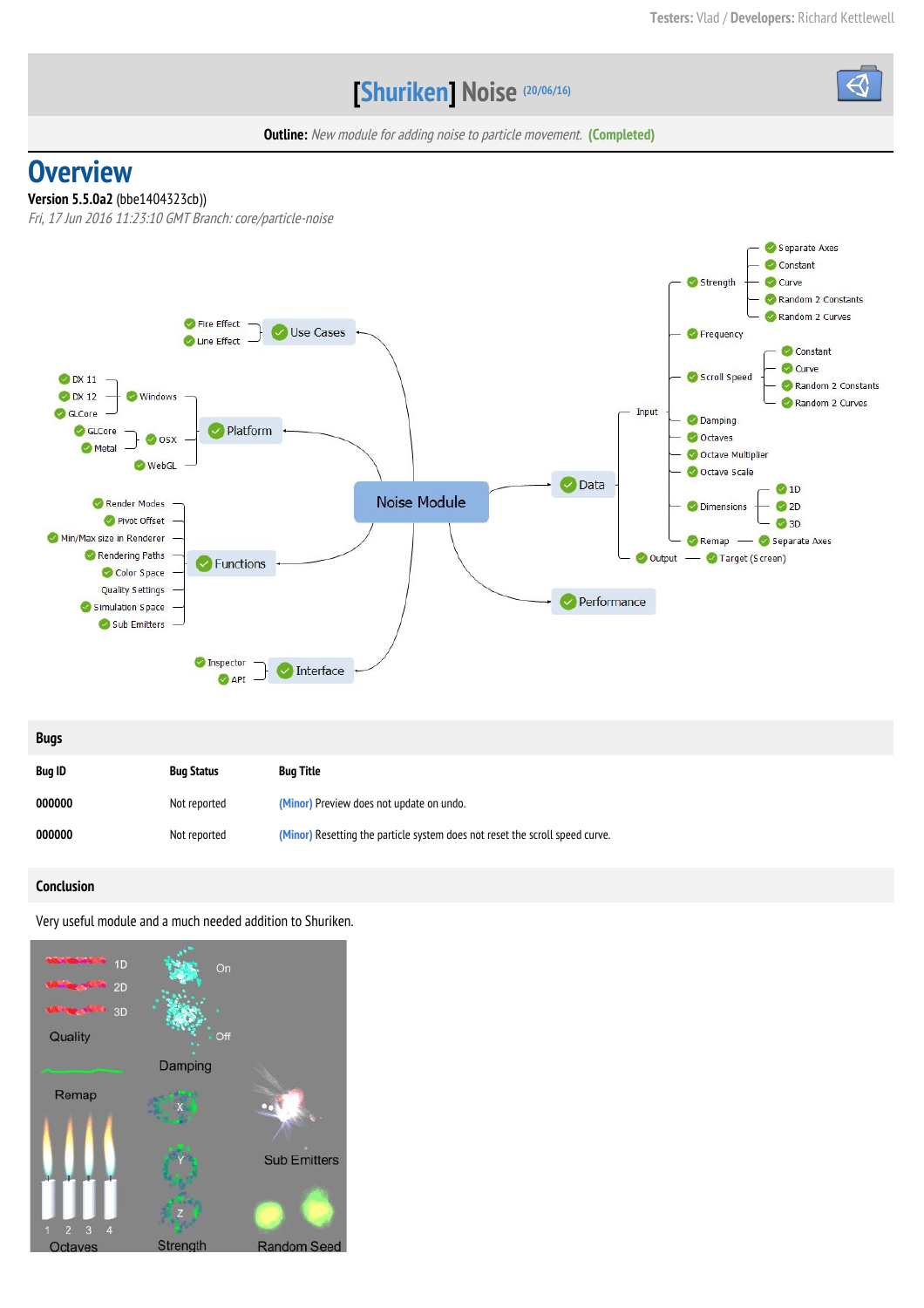**Testers:** Vlad / **Developers:** Richard Kettlewell

# [Shuriken] Noise (20/06/16)

**Outline:** *New module for adding noise to particle movement.* **(Completed)**

# Overview

**Version 5.5.0a2** (bbe1404323cb))

*Fri, 17 Jun 2016 11:23:10 GMT Branch: core/particle-noise*

- Noise Module
  - Use Cases
    - Fire Effect
    - Line Effect
  - Platform
    - Windows
      - DX 11
      - DX 12
      - GLCore
    - OSX
      - GLCore
      - Metal
    - WebGL
  - Functions
    - Render Modes
    - Pivot Offset
    - Min/Max size in Renderer
    - Rendering Paths
    - Color Space
    - Quality Settings
    - Simulation Space
    - Sub Emitters
  - Interface
    - Inspector
    - API
  - Data
    - Input
      - Strength
        - Separate Axes
        - Constant
        - Curve
        - Random 2 Constants
        - Random 2 Curves
      - Frequency
      - Scroll Speed
        - Constant
        - Curve
        - Random 2 Constants
        - Random 2 Curves
      - Damping
      - Octaves
      - Octave Multiplier
      - Octave Scale
      - Dimensions
        - 1D
        - 2D
        - 3D
      - Remap
        - Separate Axes
    - Output
      - Target (Screen)
  - Performance

## Bugs

| Bug ID | Bug Status | Bug Title |
|---|---|---|
| 000000 | Not reported | (Minor) Preview does not update on undo. |
| 000000 | Not reported | (Minor) Resetting the particle system does not reset the scroll speed curve. |

## Conclusion

Very useful module and a much needed addition to Shuriken.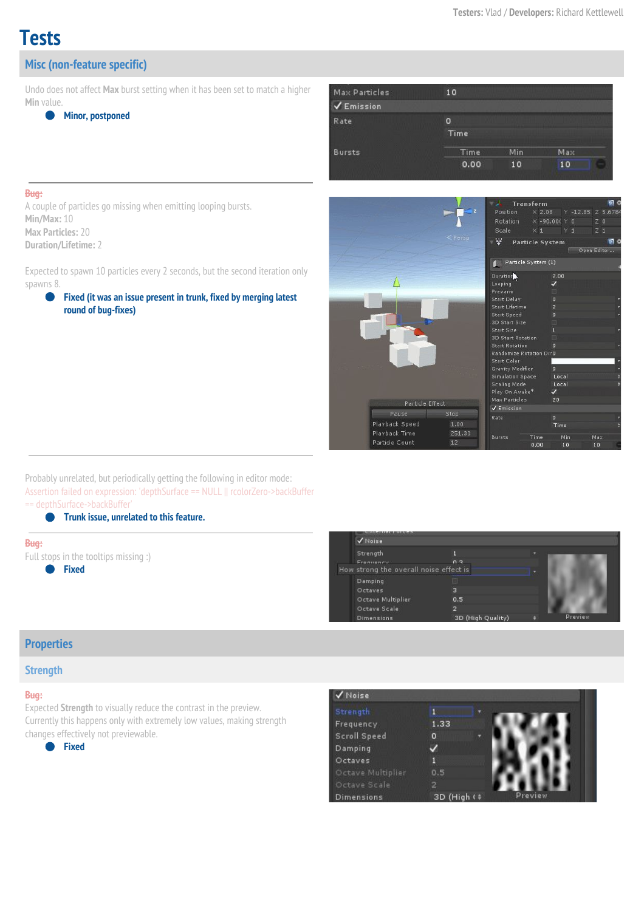# Tests

## Misc (non-feature specific)

Undo does not affect **Max** burst setting when it has been set to match a higher **Min** value.

- **Minor, postponed**

---

~~Bug:~~

A couple of particles go missing when emitting looping bursts.

**Min/Max:** 10

**Max Particles:** 20

**Duration/Lifetime:** 2

Expected to spawn 10 particles every 2 seconds, but the second iteration only spawns 8.

- **Fixed (it was an issue present in trunk, fixed by merging latest round of bug-fixes)**

---

Probably unrelated, but periodically getting the following in editor mode:

~~Assertion failed on expression: 'depthSurface == NULL || rcolorZero->backBuffer == depthSurface->backBuffer'~~

- **Trunk issue, unrelated to this feature.**

---

~~Bug:~~

Full stops in the tooltips missing :)

- **Fixed**

## Properties

### Strength

~~Bug:~~

Expected **Strength** to visually reduce the contrast in the preview. Currently this happens only with extremely low values, making strength changes effectively not previewable.

- **Fixed**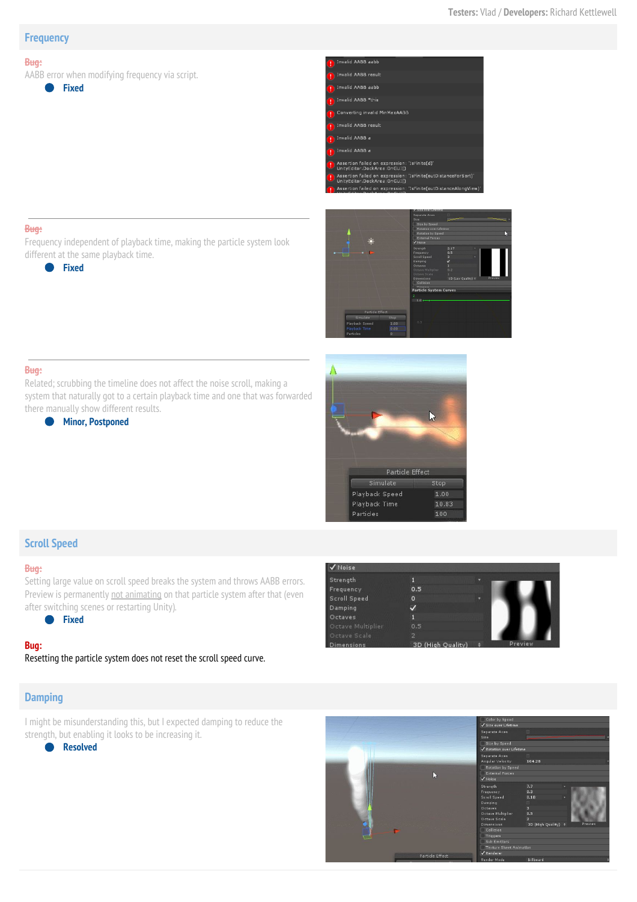## Frequency

~~Bug:~~
AABB error when modifying frequency via script.

- **Fixed**

~~Bug:~~
Frequency independent of playback time, making the particle system look different at the same playback time.

- **Fixed**

~~Bug:~~
Related; scrubbing the timeline does not affect the noise scroll, making a system that naturally got to a certain playback time and one that was forwarded there manually show different results.

- **Minor, Postponed**

## Scroll Speed

~~Bug:~~
Setting large value on scroll speed breaks the system and throws AABB errors. Preview is permanently not animating on that particle system after that (even after switching scenes or restarting Unity).

- **Fixed**

**Bug:**
Resetting the particle system does not reset the scroll speed curve.

## Damping

I might be misunderstanding this, but I expected damping to reduce the strength, but enabling it looks to be increasing it.

- **Resolved**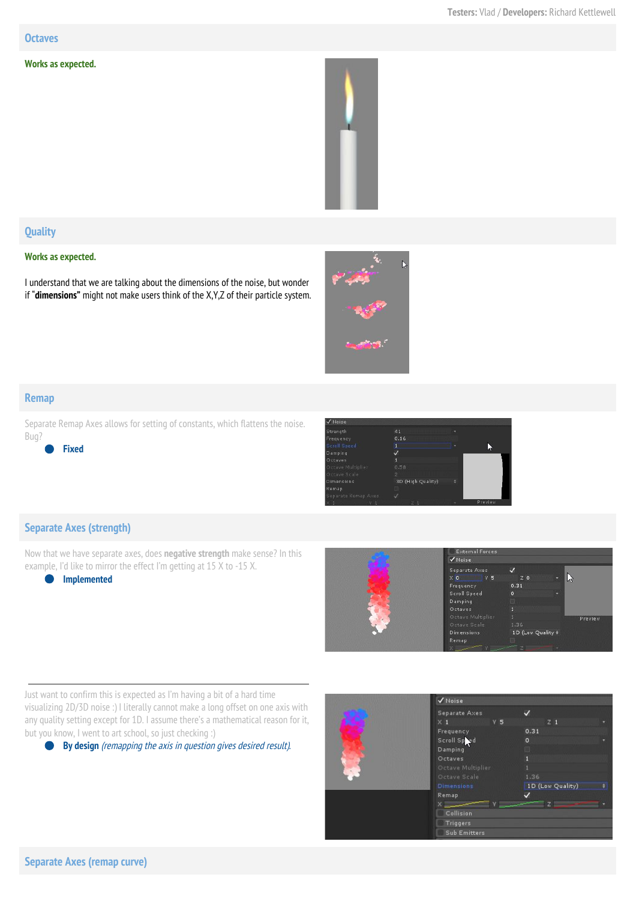## Octaves

**Works as expected.**

## Quality

**Works as expected.**

I understand that we are talking about the dimensions of the noise, but wonder if "**dimensions"** might not make users think of the X,Y,Z of their particle system.

## Remap

Separate Remap Axes allows for setting of constants, which flattens the noise. Bug?

- **Fixed**

## Separate Axes (strength)

Now that we have separate axes, does **negative strength** make sense? In this example, I'd like to mirror the effect I'm getting at 15 X to -15 X.

- **Implemented**

---

Just want to confirm this is expected as I'm having a bit of a hard time visualizing 2D/3D noise :) I literally cannot make a long offset on one axis with any quality setting except for 1D. I assume there's a mathematical reason for it, but you know, I went to art school, so just checking :)

- **By design** *(remapping the axis in question gives desired result).*

## Separate Axes (remap curve)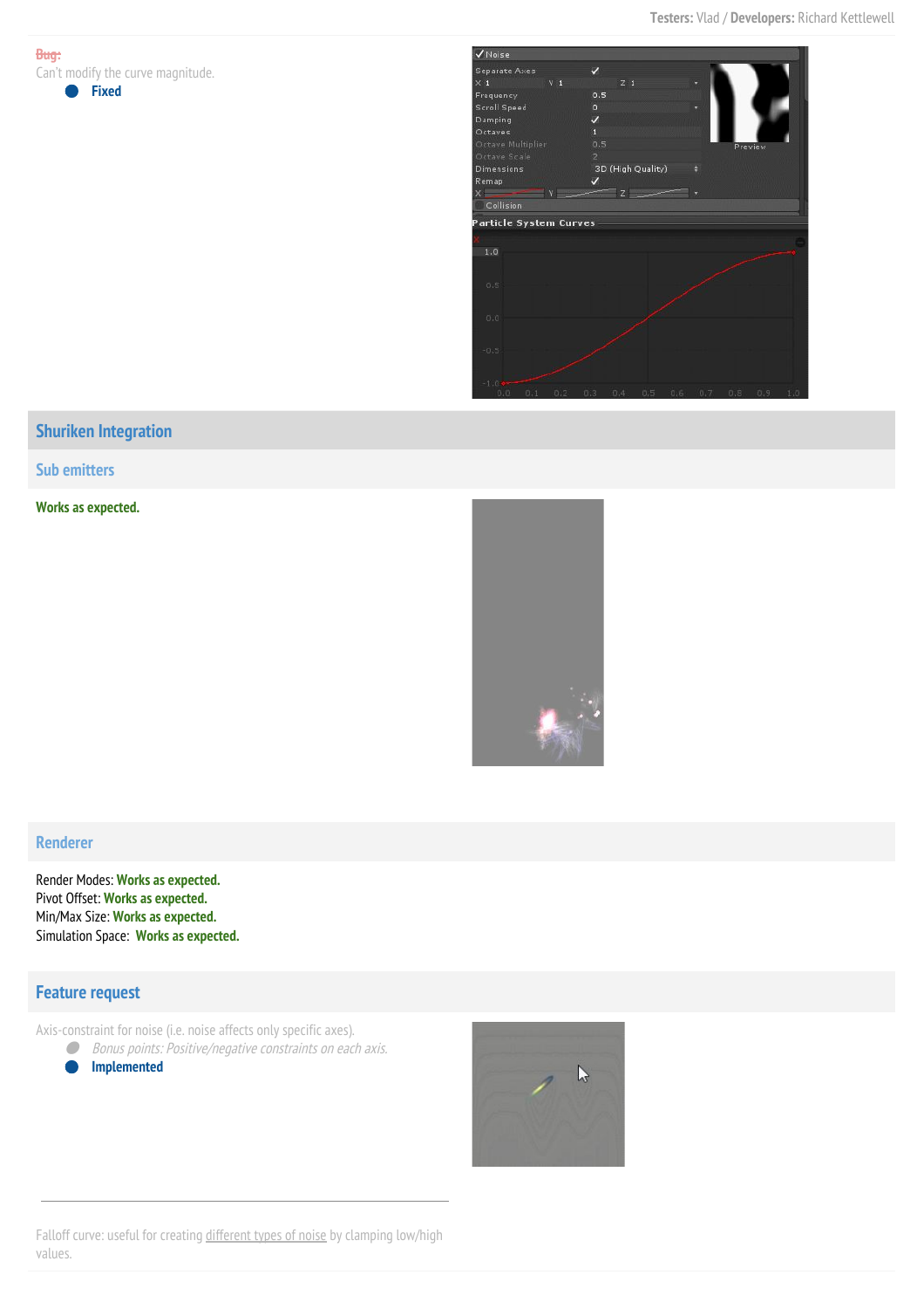~~Bug:~~
Can't modify the curve magnitude.

- **Fixed**

## Shuriken Integration

### Sub emitters

**Works as expected.**

### Renderer

Render Modes: **Works as expected.**
Pivot Offset: **Works as expected.**
Min/Max Size: **Works as expected.**
Simulation Space: **Works as expected.**

### Feature request

Axis-constraint for noise (i.e. noise affects only specific axes).

- *Bonus points: Positive/negative constraints on each axis.*
- **Implemented**

---

Falloff curve: useful for creating different types of noise by clamping low/high values.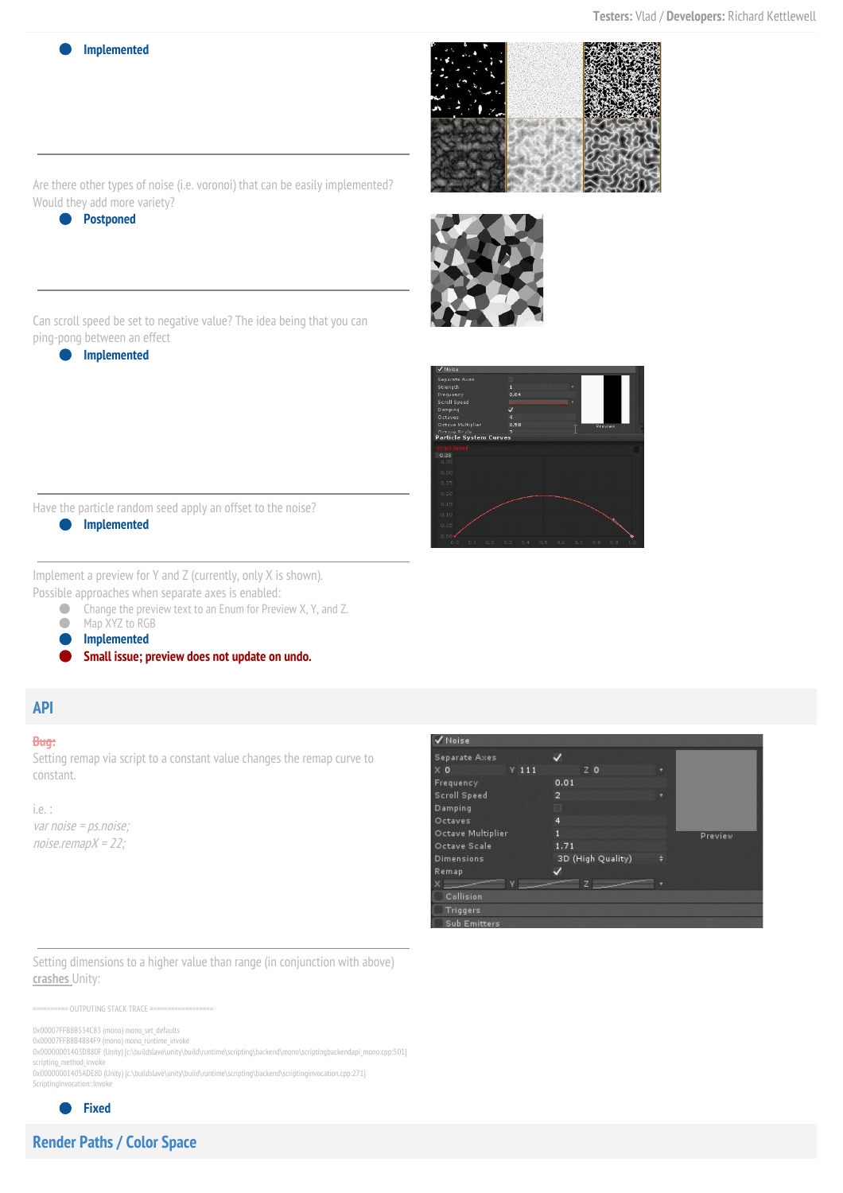- **Implemented**

---

Are there other types of noise (i.e. voronoi) that can be easily implemented? Would they add more variety?

- **Postponed**

---

Can scroll speed be set to negative value? The idea being that you can ping-pong between an effect

- **Implemented**

---

Have the particle random seed apply an offset to the noise?

- **Implemented**

---

Implement a preview for Y and Z (currently, only X is shown).
Possible approaches when separate axes is enabled:

- Change the preview text to an Enum for Preview X, Y, and Z.
- Map XYZ to RGB
- **Implemented**
- **Small issue; preview does not update on undo.**

## API

~~Bug:~~
Setting remap via script to a constant value changes the remap curve to constant.

i.e. :
*var noise = ps.noise;*
*noise.remapX = 22;*

---

Setting dimensions to a higher value than range (in conjunction with above) crashes Unity:

```
========== OUTPUTING STACK TRACE ==================

0x00007FFB8B534C83 (mono) mono_set_defaults
0x00007FFB8B4884F9 (mono) mono_runtime_invoke
0x000000014030880F (Unity) [c:\buildslave\unity\build\runtime\scripting\backend\mono\scriptingbackendapi_mono.cpp:501]
scripting_method_invoke
0x00000001405ADE80 (Unity) [c:\buildslave\unity\build\runtime\scripting\backend\scriptinginvocation.cpp:271]
ScriptingInvocation::Invoke
```

- **Fixed**

## Render Paths / Color Space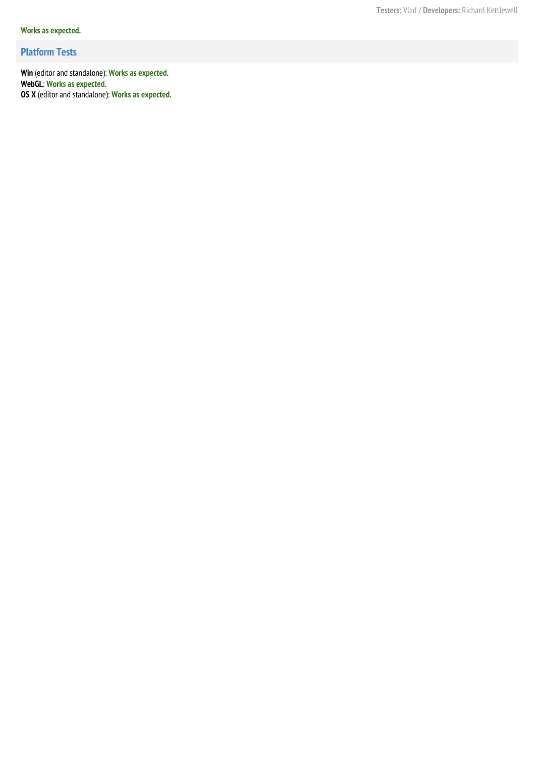**Works as expected.**

## Platform Tests

**Win** (editor and standalone): **Works as expected.**
**WebGL**: **Works as expected.**
**OS X** (editor and standalone): **Works as expected.**